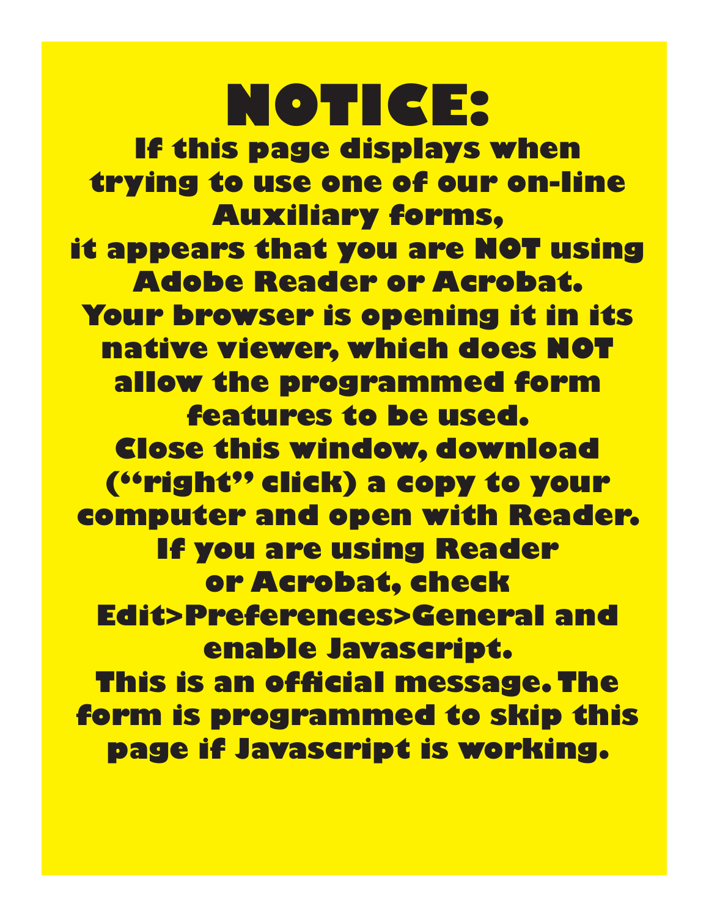# NOTICE:

**If this page displays when trying to use one of our on-line Auxiliary forms, it appears that you are NOT using Adobe Reader or Acrobat. Your browser is opening it in its native viewer, which does NOT allow the programmed form features to be used. Close this window, download ("right" click) a copy to your computer and open with Reader. If you are using Reader or Acrobat, check Edit>Preferences>General and enable Javascript. This is an official message. The form is programmed to skip this page if Javascript is working.**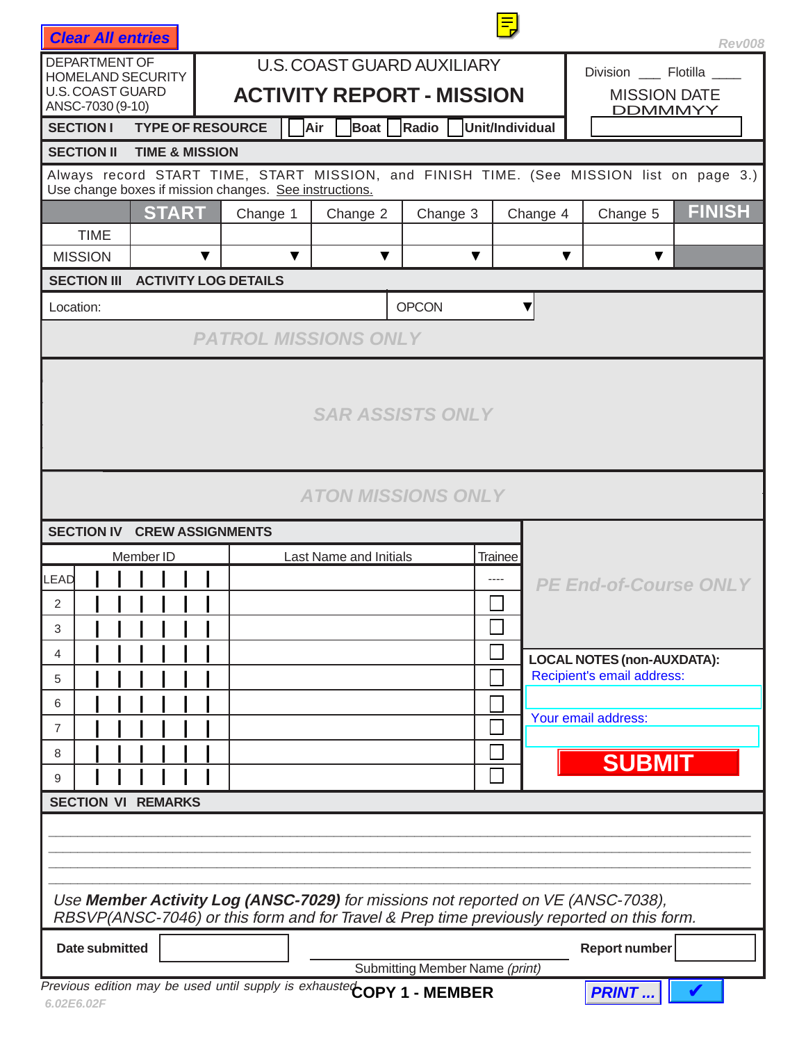Clear All entries

Rev008

DEPARTMENT OF HOMELAND SECURITY
U.S. COAST GUARD
ANSC-7030 (9-10)

# U.S. COAST GUARD AUXILIARY
# ACTIVITY REPORT - MISSION

Division ___ Flotilla ____

MISSION DATE
DDMMMYY

**SECTION I TYPE OF RESOURCE** ☐ Air ☐ Boat ☐ Radio ☐ Unit/Individual

**SECTION II TIME & MISSION**

Always record START TIME, START MISSION, and FINISH TIME. (See MISSION list on page 3.) Use change boxes if mission changes. See instructions.

| | START | Change 1 | Change 2 | Change 3 | Change 4 | Change 5 | FINISH |
|---|---|---|---|---|---|---|---|
| TIME | | | | | | | |
| MISSION | ▼ | ▼ | ▼ | ▼ | ▼ | ▼ | |

**SECTION III ACTIVITY LOG DETAILS**

Location: OPCON ▼

*PATROL MISSIONS ONLY*

*SAR ASSISTS ONLY*

*ATON MISSIONS ONLY*

**SECTION IV CREW ASSIGNMENTS**

| | Member ID | Last Name and Initials | Trainee |
|---|---|---|---|
| LEAD | | | ---- |
| 2 | | | ☐ |
| 3 | | | ☐ |
| 4 | | | ☐ |
| 5 | | | ☐ |
| 6 | | | ☐ |
| 7 | | | ☐ |
| 8 | | | ☐ |
| 9 | | | ☐ |

*PE End-of-Course ONLY*

**LOCAL NOTES (non-AUXDATA):**

Recipient's email address:

Your email address:

SUBMIT

**SECTION VI REMARKS**

_______________________________________________
_______________________________________________
_______________________________________________
_______________________________________________

*Use **Member Activity Log (ANSC-7029)** for missions not reported on VE (ANSC-7038), RBSVP(ANSC-7046) or this form and for Travel & Prep time previously reported on this form.*

**Date submitted** | Submitting Member Name *(print)* | **Report number**

*Previous edition may be used until supply is exhausted*

**COPY 1 - MEMBER**

PRINT ... ✔

6.02E6.02F